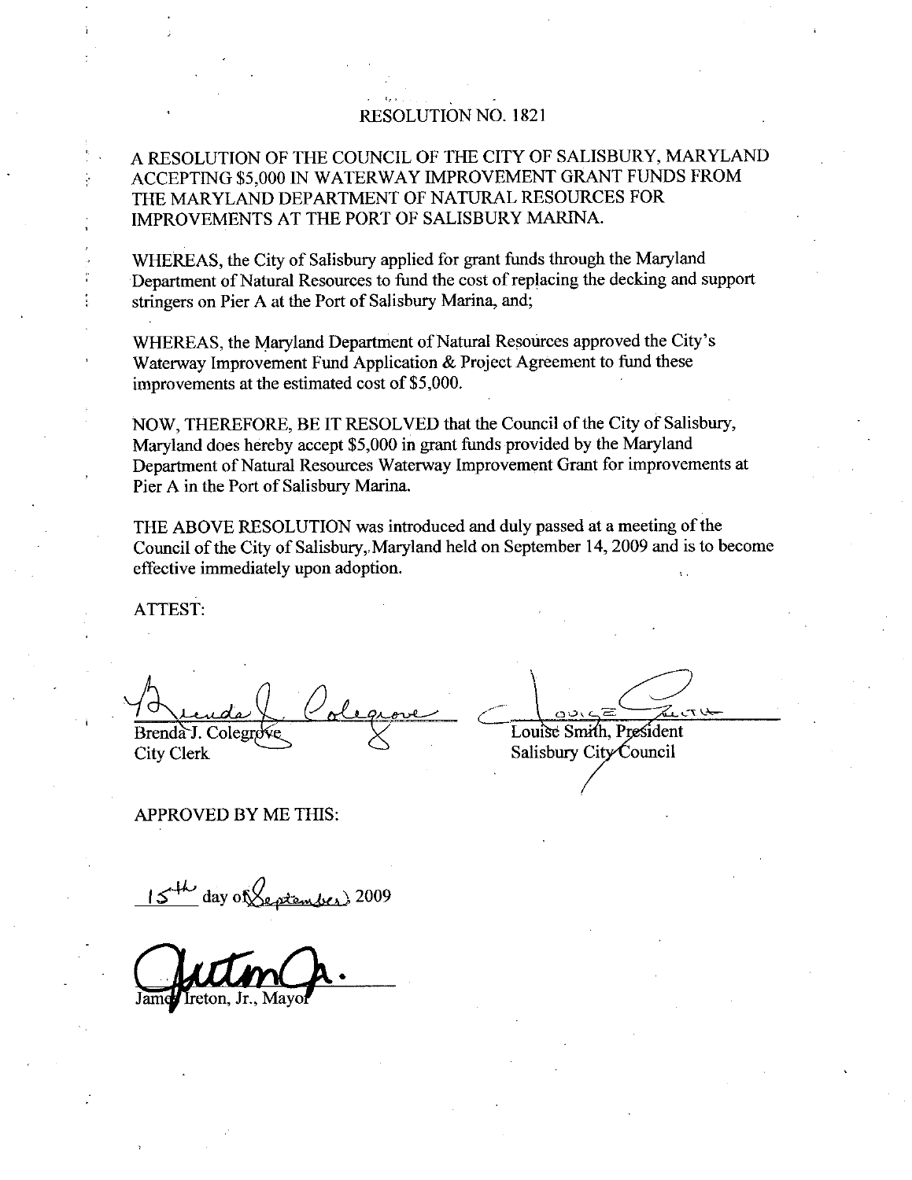# RESOLUTION NO. 1821

A RESOLUTION OF THE COUNCIL OF THE CITY OF SALISBURY, MARYLAND ACCEPTING $5,000 IN WATERWAY IMPROVEMENT GRANT FUNDS FROM THE MARYLAND DEPARTMENT OF NATURAL RESOURCES FOR IMPROVEMENTS AT THE PORT OF SALISBURY MARINA.

WHEREAS, the City of Salisbury applied for grant funds through the Maryland Department of Natural Resources to fund the cost of replacing the decking and support stringers on Pier A at the Port of Salisbury Marina, and;

WHEREAS, the Maryland Department of Natural Resources approved the City's Waterway Improvement Fund Application & Project Agreement to fund these improvements at the estimated cost of $5,000.

NOW, THEREFORE, BE IT RESOLVED that the Council of the City of Salisbury, Maryland does hereby accept $5,000 in grant funds provided by the Maryland Department of Natural Resources Waterway Improvement Grant for improvements at Pier A in the Port of Salisbury Marina.

THE ABOVE RESOLUTION was introduced and duly passed at a meeting of the Council of the City of Salisbury, Maryland held on September 14, 2009 and is to become effective immediately upon adoption.

ATTEST:

Brenda J. Colegrove
City Clerk

Louise Smith, President
Salisbury City Council

APPROVED BY ME THIS:

15th day of September 2009

James Ireton, Jr., Mayor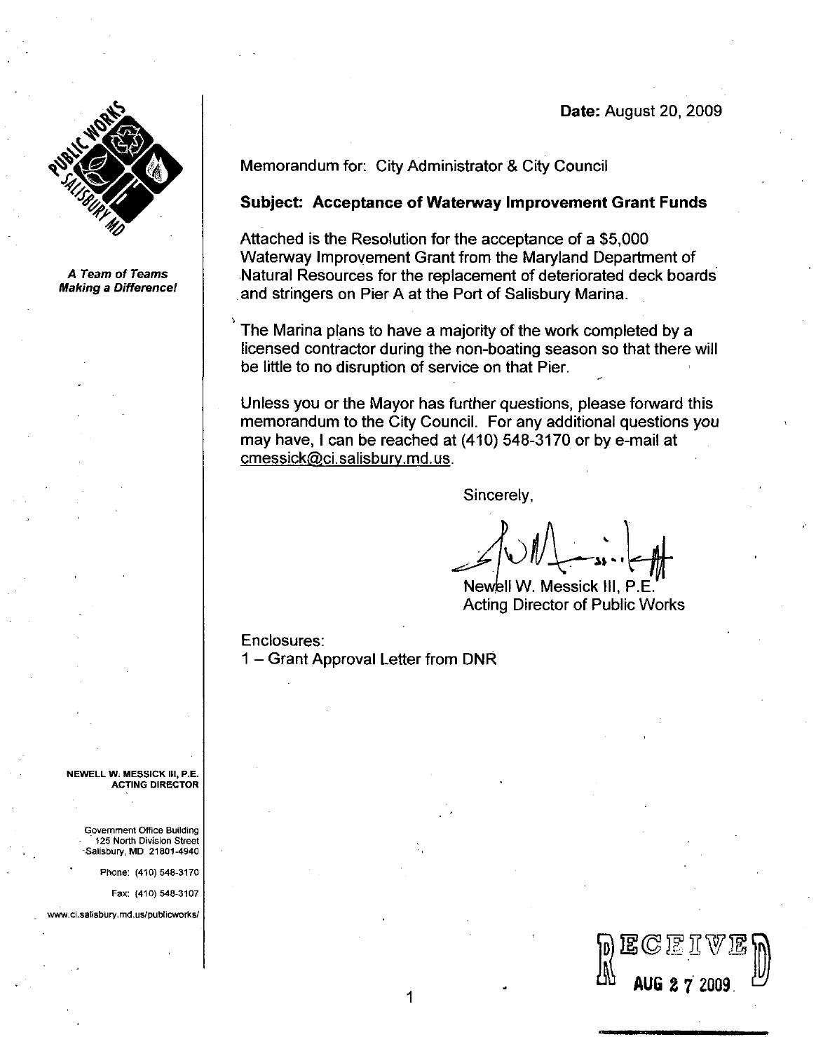A Team of Teams Making a Difference!

Date: August 20, 2009

Memorandum for: City Administrator & City Council

**Subject: Acceptance of Waterway Improvement Grant Funds**

Attached is the Resolution for the acceptance of a $5,000 Waterway Improvement Grant from the Maryland Department of Natural Resources for the replacement of deteriorated deck boards and stringers on Pier A at the Port of Salisbury Marina.

The Marina plans to have a majority of the work completed by a licensed contractor during the non-boating season so that there will be little to no disruption of service on that Pier.

Unless you or the Mayor has further questions, please forward this memorandum to the City Council. For any additional questions you may have, I can be reached at (410) 548-3170 or by e-mail at cmessick@ci.salisbury.md.us.

Sincerely,

Newell W. Messick III, P.E.
Acting Director of Public Works

Enclosures:
1 – Grant Approval Letter from DNR

NEWELL W. MESSICK III, P.E.
ACTING DIRECTOR

Government Office Building
125 North Division Street
Salisbury, MD 21801-4940

Phone: (410) 548-3170

Fax: (410) 548-3107

www.ci.salisbury.md.us/publicworks/

RECEIVED
AUG 27 2009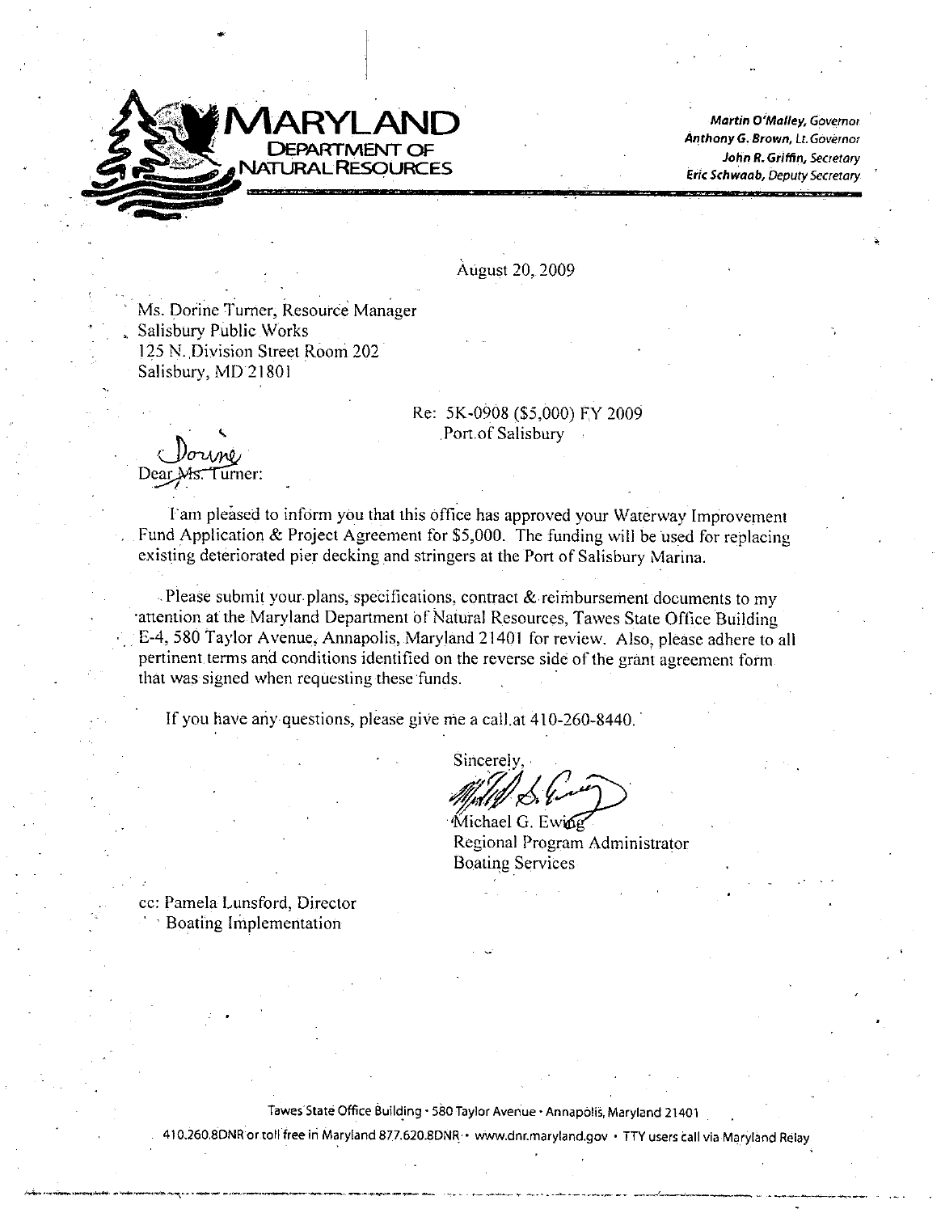# MARYLAND
## DEPARTMENT OF NATURAL RESOURCES

*Martin O'Malley, Governor*
*Anthony G. Brown, Lt. Governor*
*John R. Griffin, Secretary*
*Eric Schwaab, Deputy Secretary*

August 20, 2009

Ms. Dorine Turner, Resource Manager
Salisbury Public Works
125 N. Division Street Room 202
Salisbury, MD 21801

Re: 5K-0908 ($5,000) FY 2009
Port of Salisbury

Dear ~~Ms. Turner~~ Dorine:

I am pleased to inform you that this office has approved your Waterway Improvement Fund Application & Project Agreement for $5,000. The funding will be used for replacing existing deteriorated pier decking and stringers at the Port of Salisbury Marina.

Please submit your plans, specifications, contract & reimbursement documents to my attention at the Maryland Department of Natural Resources, Tawes State Office Building E-4, 580 Taylor Avenue, Annapolis, Maryland 21401 for review. Also, please adhere to all pertinent terms and conditions identified on the reverse side of the grant agreement form that was signed when requesting these funds.

If you have any questions, please give me a call at 410-260-8440.

Sincerely,

Michael G. Ewing
Regional Program Administrator
Boating Services

cc: Pamela Lunsford, Director
Boating Implementation

Tawes State Office Building · 580 Taylor Avenue · Annapolis, Maryland 21401
410.260.8DNR or toll free in Maryland 877.620.8DNR · www.dnr.maryland.gov · TTY users call via Maryland Relay